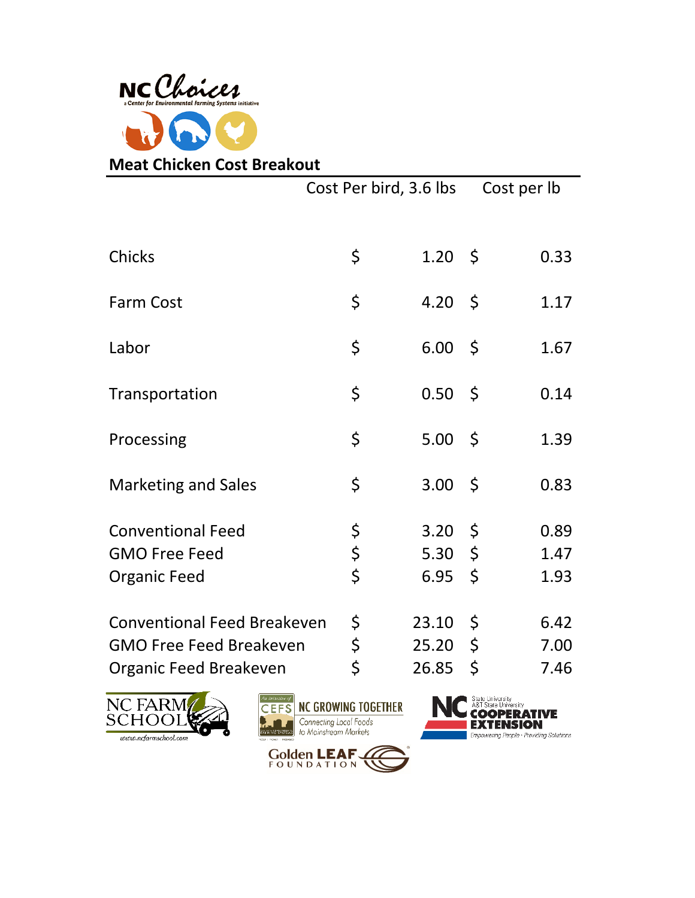NC Choices

a Center for Environmental Farming Systems initiative

## Meat Chicken Cost Breakout

| | Cost Per bird, 3.6 lbs | Cost per lb |
|---|---|---|
| Chicks | $ 1.20 | $ 0.33 |
| Farm Cost | $ 4.20 | $ 1.17 |
| Labor | $ 6.00 | $ 1.67 |
| Transportation | $ 0.50 | $ 0.14 |
| Processing | $ 5.00 | $ 1.39 |
| Marketing and Sales | $ 3.00 | $ 0.83 |
| Conventional Feed | $ 3.20 | $ 0.89 |
| GMO Free Feed | $ 5.30 | $ 1.47 |
| Organic Feed | $ 6.95 | $ 1.93 |
| Conventional Feed Breakeven | $ 23.10 | $ 6.42 |
| GMO Free Feed Breakeven | $ 25.20 | $ 7.00 |
| Organic Feed Breakeven | $ 26.85 | $ 7.46 |

NC FARM SCHOOL www.ncfarmschool.com

CEFS NC GROWING TOGETHER Connecting Local Foods to Mainstream Markets

NC State University A&T State University COOPERATIVE EXTENSION Empowering People · Providing Solutions

Golden LEAF FOUNDATION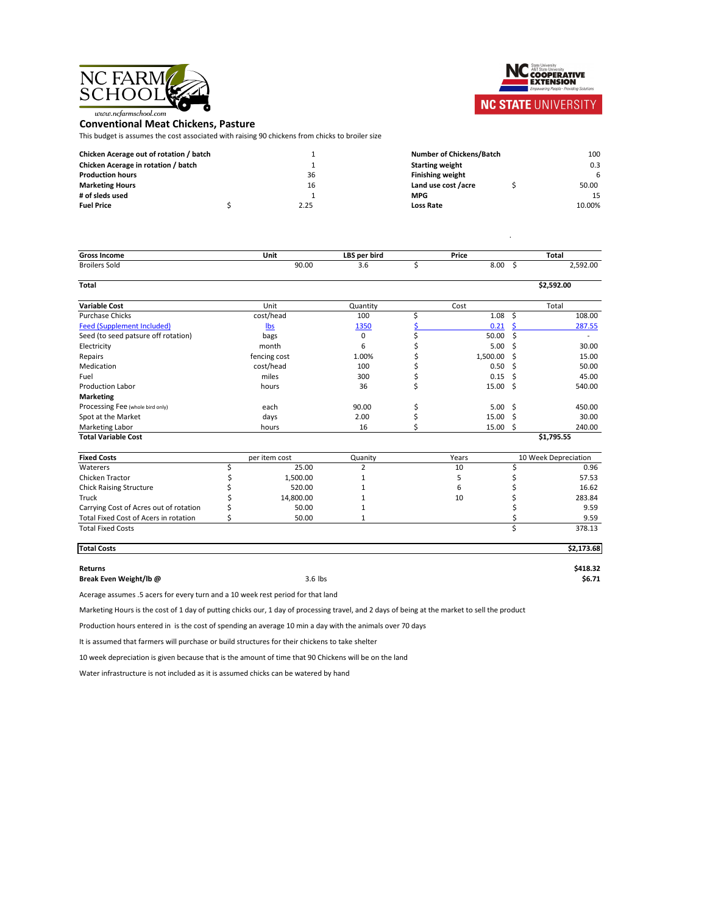## Conventional Meat Chickens, Pasture

This budget is assumes the cost associated with raising 90 chickens from chicks to broiler size

| | | | |
|---|---|---|---|
| **Chicken Acerage out of rotation / batch** | 1 | **Number of Chickens/Batch** | 100 |
| **Chicken Acerage in rotation / batch** | 1 | **Starting weight** | 0.3 |
| **Production hours** | 36 | **Finishing weight** | 6 |
| **Marketing Hours** | 16 | **Land use cost /acre** | $ 50.00 |
| **# of sleds used** | 1 | **MPG** | 15 |
| **Fuel Price** | $ 2.25 | **Loss Rate** | 10.00% |

| **Gross Income** | **Unit** | **LBS per bird** | **Price** | **Total** |
|---|---|---|---|---|
| Broilers Sold | 90.00 | 3.6 | $ 8.00 | $ 2,592.00 |
| **Total** | | | | **$2,592.00** |

| **Variable Cost** | Unit | Quantity | Cost | Total |
|---|---|---|---|---|
| Purchase Chicks | cost/head | 100 | $ 1.08 | $ 108.00 |
| Feed (Supplement Included) | lbs | 1350 | $ 0.21 | $ 287.55 |
| Seed (to seed patsure off rotation) | bags | 0 | $ 50.00 | $ - |
| Electricity | month | 6 | $ 5.00 | $ 30.00 |
| Repairs | fencing cost | 1.00% | $ 1,500.00 | $ 15.00 |
| Medication | cost/head | 100 | $ 0.50 | $ 50.00 |
| Fuel | miles | 300 | $ 0.15 | $ 45.00 |
| Production Labor | hours | 36 | $ 15.00 | $ 540.00 |
| **Marketing** | | | | |
| Processing Fee (whole bird only) | each | 90.00 | $ 5.00 | $ 450.00 |
| Spot at the Market | days | 2.00 | $ 15.00 | $ 30.00 |
| Marketing Labor | hours | 16 | $ 15.00 | $ 240.00 |
| **Total Variable Cost** | | | | **$1,795.55** |

| **Fixed Costs** | per item cost | Quanity | Years | 10 Week Depreciation |
|---|---|---|---|---|
| Waterers | $ 25.00 | 2 | 10 | $ 0.96 |
| Chicken Tractor | $ 1,500.00 | 1 | 5 | $ 57.53 |
| Chick Raising Structure | $ 520.00 | 1 | 6 | $ 16.62 |
| Truck | $ 14,800.00 | 1 | 10 | $ 283.84 |
| Carrying Cost of Acres out of rotation | $ 50.00 | 1 | | $ 9.59 |
| Total Fixed Cost of Acers in rotation | $ 50.00 | 1 | | $ 9.59 |
| Total Fixed Costs | | | | $ 378.13 |

| | | |
|---|---|---|
| **Total Costs** | | **$2,173.68** |
| **Returns** | | **$418.32** |
| **Break Even Weight/lb @** | 3.6 lbs | **$6.71** |

Acerage assumes .5 acers for every turn and a 10 week rest period for that land

Marketing Hours is the cost of 1 day of putting chicks our, 1 day of processing travel, and 2 days of being at the market to sell the product

Production hours entered in is the cost of spending an average 10 min a day with the animals over 70 days

It is assumed that farmers will purchase or build structures for their chickens to take shelter

10 week depreciation is given because that is the amount of time that 90 Chickens will be on the land

Water infrastructure is not included as it is assumed chicks can be watered by hand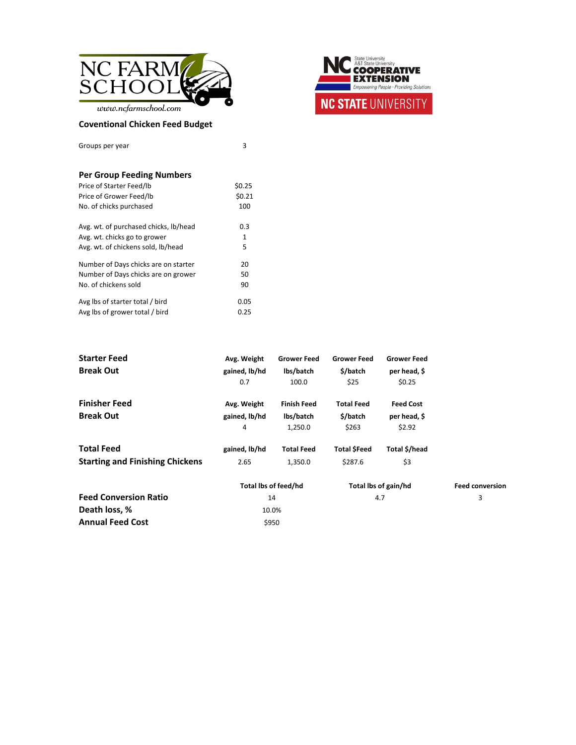NC FARM SCHOOL
www.ncfarmschool.com

NC State University / A&T State University COOPERATIVE EXTENSION — Empowering People · Providing Solutions — NC STATE UNIVERSITY

## Coventional Chicken Feed Budget

| | |
|---|---|
| Groups per year | 3 |

### Per Group Feeding Numbers

| | |
|---|---|
| Price of Starter Feed/lb | $0.25 |
| Price of Grower Feed/lb | $0.21 |
| No. of chicks purchased | 100 |
| Avg. wt. of purchased chicks, lb/head | 0.3 |
| Avg. wt. chicks go to grower | 1 |
| Avg. wt. of chickens sold, lb/head | 5 |
| Number of Days chicks are on starter | 20 |
| Number of Days chicks are on grower | 50 |
| No. of chickens sold | 90 |
| Avg lbs of starter total / bird | 0.05 |
| Avg lbs of grower total / bird | 0.25 |

| **Starter Feed Break Out** | **Avg. Weight gained, lb/hd** | **Grower Feed lbs/batch** | **Grower Feed $/batch** | **Grower Feed per head, $** |
|---|---|---|---|---|
| | 0.7 | 100.0 | $25 | $0.25 |

| **Finisher Feed Break Out** | **Avg. Weight gained, lb/hd** | **Finish Feed lbs/batch** | **Total Feed $/batch** | **Feed Cost per head, $** |
|---|---|---|---|---|
| | 4 | 1,250.0 | $263 | $2.92 |

| **Total Feed Starting and Finishing Chickens** | **gained, lb/hd** | **Total Feed** | **Total $Feed** | **Total $/head** |
|---|---|---|---|---|
| | 2.65 | 1,350.0 | $287.6 | $3 |

| | **Total lbs of feed/hd** | **Total lbs of gain/hd** | **Feed conversion** |
|---|---|---|---|
| **Feed Conversion Ratio** | 14 | 4.7 | 3 |
| **Death loss, %** | 10.0% | | |
| **Annual Feed Cost** | $950 | | |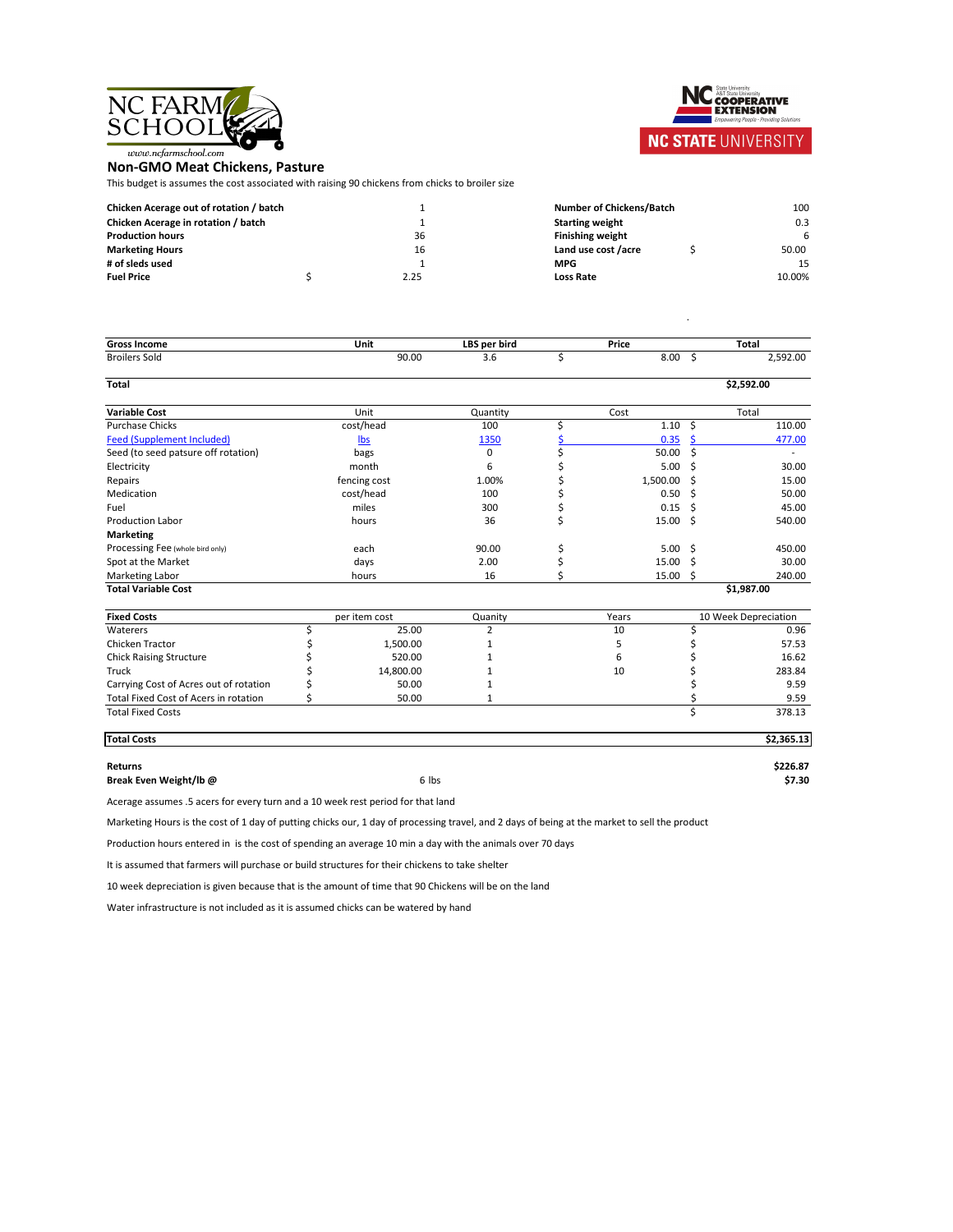NC FARM SCHOOL
www.ncfarmschool.com

NC Cooperative Extension — NC STATE UNIVERSITY

## Non-GMO Meat Chickens, Pasture

This budget is assumes the cost associated with raising 90 chickens from chicks to broiler size

| | | | |
|---|---|---|---|
| **Chicken Acerage out of rotation / batch** | 1 | **Number of Chickens/Batch** | 100 |
| **Chicken Acerage in rotation / batch** | 1 | **Starting weight** | 0.3 |
| **Production hours** | 36 | **Finishing weight** | 6 |
| **Marketing Hours** | 16 | **Land use cost /acre** | $ 50.00 |
| **# of sleds used** | 1 | **MPG** | 15 |
| **Fuel Price** | $ 2.25 | **Loss Rate** | 10.00% |

| **Gross Income** | **Unit** | **LBS per bird** | **Price** | **Total** |
|---|---|---|---|---|
| Broilers Sold | 90.00 | 3.6 | $ 8.00 | $ 2,592.00 |
| **Total** | | | | **$2,592.00** |

| **Variable Cost** | Unit | Quantity | Cost | Total |
|---|---|---|---|---|
| Purchase Chicks | cost/head | 100 | $ 1.10 | $ 110.00 |
| Feed (Supplement Included) | lbs | 1350 | $ 0.35 | $ 477.00 |
| Seed (to seed patsure off rotation) | bags | 0 | $ 50.00 | $ - |
| Electricity | month | 6 | $ 5.00 | $ 30.00 |
| Repairs | fencing cost | 1.00% | $ 1,500.00 | $ 15.00 |
| Medication | cost/head | 100 | $ 0.50 | $ 50.00 |
| Fuel | miles | 300 | $ 0.15 | $ 45.00 |
| Production Labor | hours | 36 | $ 15.00 | $ 540.00 |
| **Marketing** | | | | |
| Processing Fee (whole bird only) | each | 90.00 | $ 5.00 | $ 450.00 |
| Spot at the Market | days | 2.00 | $ 15.00 | $ 30.00 |
| Marketing Labor | hours | 16 | $ 15.00 | $ 240.00 |
| **Total Variable Cost** | | | | **$1,987.00** |

| **Fixed Costs** | per item cost | Quanity | Years | 10 Week Depreciation |
|---|---|---|---|---|
| Waterers | $ 25.00 | 2 | 10 | $ 0.96 |
| Chicken Tractor | $ 1,500.00 | 1 | 5 | $ 57.53 |
| Chick Raising Structure | $ 520.00 | 1 | 6 | $ 16.62 |
| Truck | $ 14,800.00 | 1 | 10 | $ 283.84 |
| Carrying Cost of Acres out of rotation | $ 50.00 | 1 | | $ 9.59 |
| Total Fixed Cost of Acers in rotation | $ 50.00 | 1 | | $ 9.59 |
| Total Fixed Costs | | | | $ 378.13 |

| | | |
|---|---|---|
| **Total Costs** | | **$2,365.13** |
| **Returns** | | **$226.87** |
| **Break Even Weight/lb @** | 6 lbs | **$7.30** |

Acerage assumes .5 acers for every turn and a 10 week rest period for that land

Marketing Hours is the cost of 1 day of putting chicks our, 1 day of processing travel, and 2 days of being at the market to sell the product

Production hours entered in is the cost of spending an average 10 min a day with the animals over 70 days

It is assumed that farmers will purchase or build structures for their chickens to take shelter

10 week depreciation is given because that is the amount of time that 90 Chickens will be on the land

Water infrastructure is not included as it is assumed chicks can be watered by hand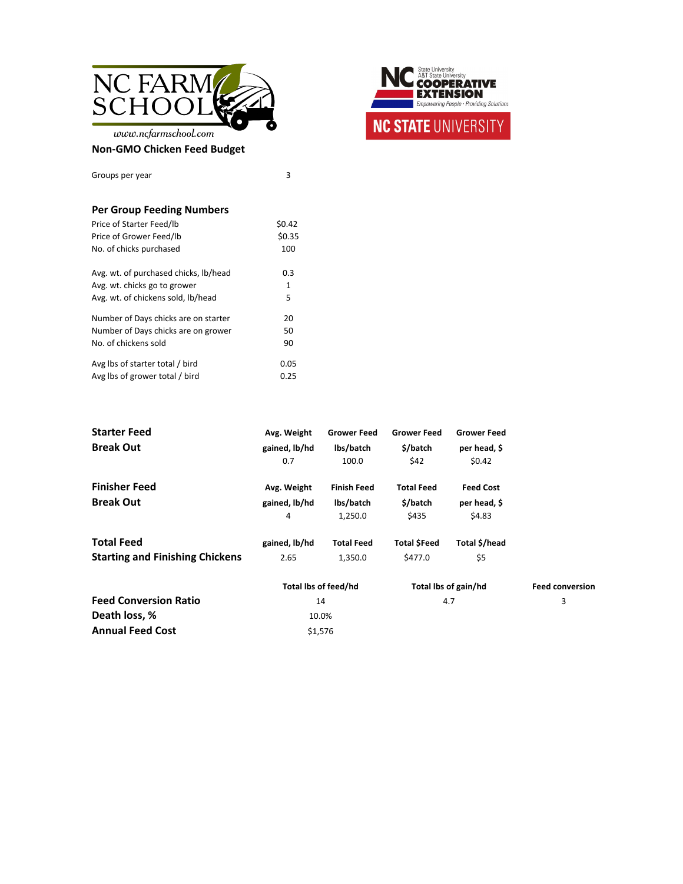NC FARM SCHOOL

www.ncfarmschool.com

NC State University / A&T State University COOPERATIVE EXTENSION — Empowering People · Providing Solutions

NC STATE UNIVERSITY

## Non-GMO Chicken Feed Budget

| | |
|---|---|
| Groups per year | 3 |

### Per Group Feeding Numbers

| | |
|---|---|
| Price of Starter Feed/lb | $0.42 |
| Price of Grower Feed/lb | $0.35 |
| No. of chicks purchased | 100 |
| | |
| Avg. wt. of purchased chicks, lb/head | 0.3 |
| Avg. wt. chicks go to grower | 1 |
| Avg. wt. of chickens sold, lb/head | 5 |
| | |
| Number of Days chicks are on starter | 20 |
| Number of Days chicks are on grower | 50 |
| No. of chickens sold | 90 |
| | |
| Avg lbs of starter total / bird | 0.05 |
| Avg lbs of grower total / bird | 0.25 |

| **Starter Feed Break Out** | **Avg. Weight gained, lb/hd** | **Grower Feed lbs/batch** | **Grower Feed $/batch** | **Grower Feed per head, $** |
|---|---|---|---|---|
| | 0.7 | 100.0 | $42 | $0.42 |

| **Finisher Feed Break Out** | **Avg. Weight gained, lb/hd** | **Finish Feed lbs/batch** | **Total Feed $/batch** | **Feed Cost per head, $** |
|---|---|---|---|---|
| | 4 | 1,250.0 | $435 | $4.83 |

| **Total Feed Starting and Finishing Chickens** | **gained, lb/hd** | **Total Feed** | **Total $Feed** | **Total $/head** |
|---|---|---|---|---|
| | 2.65 | 1,350.0 | $477.0 | $5 |

| | **Total lbs of feed/hd** | **Total lbs of gain/hd** | **Feed conversion** |
|---|---|---|---|
| **Feed Conversion Ratio** | 14 | 4.7 | 3 |
| **Death loss, %** | 10.0% | | |
| **Annual Feed Cost** | $1,576 | | |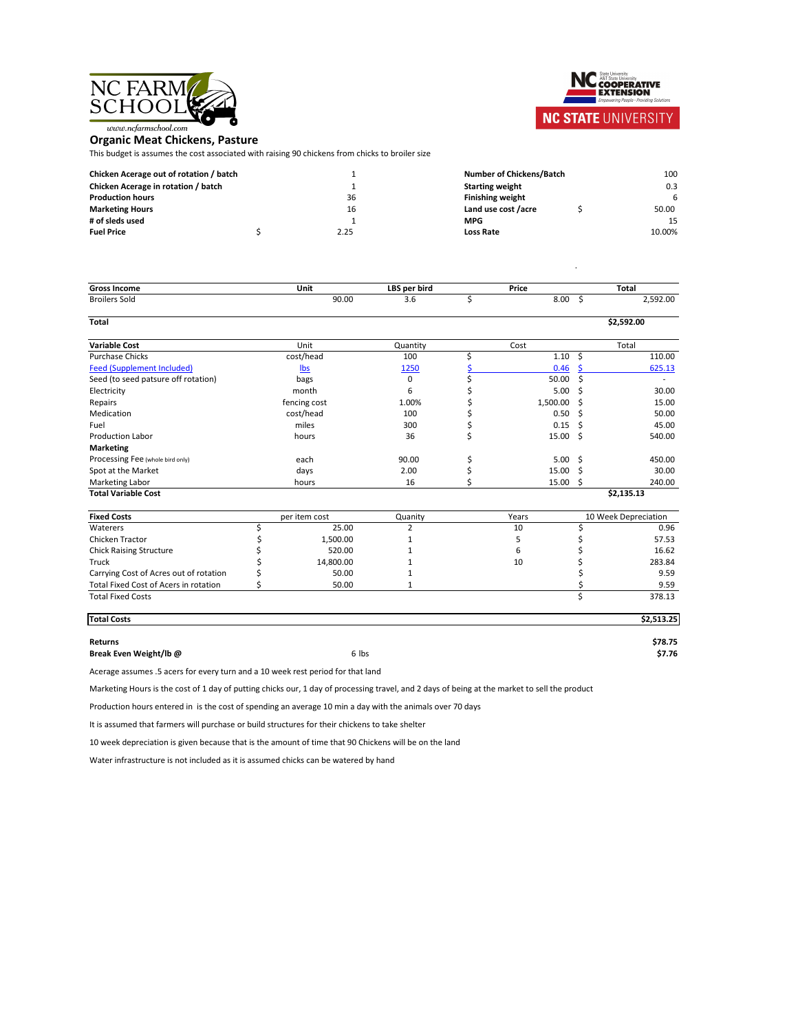## Organic Meat Chickens, Pasture

This budget is assumes the cost associated with raising 90 chickens from chicks to broiler size

| | | | | |
|---|---|---|---|---|
| **Chicken Acerage out of rotation / batch** | 1 | **Number of Chickens/Batch** | | 100 |
| **Chicken Acerage in rotation / batch** | 1 | **Starting weight** | | 0.3 |
| **Production hours** | 36 | **Finishing weight** | | 6 |
| **Marketing Hours** | 16 | **Land use cost /acre** | $ | 50.00 |
| **# of sleds used** | 1 | **MPG** | | 15 |
| **Fuel Price** | $ 2.25 | **Loss Rate** | | 10.00% |

| **Gross Income** | **Unit** | **LBS per bird** | **Price** | **Total** |
|---|---|---|---|---|
| Broilers Sold | 90.00 | 3.6 | $ 8.00 | $ 2,592.00 |
| **Total** | | | | **$2,592.00** |

| **Variable Cost** | Unit | Quantity | Cost | Total |
|---|---|---|---|---|
| Purchase Chicks | cost/head | 100 | $ 1.10 | $ 110.00 |
| Feed (Supplement Included) | lbs | 1250 | $ 0.46 | $ 625.13 |
| Seed (to seed patsure off rotation) | bags | 0 | $ 50.00 | $ - |
| Electricity | month | 6 | $ 5.00 | $ 30.00 |
| Repairs | fencing cost | 1.00% | $ 1,500.00 | $ 15.00 |
| Medication | cost/head | 100 | $ 0.50 | $ 50.00 |
| Fuel | miles | 300 | $ 0.15 | $ 45.00 |
| Production Labor | hours | 36 | $ 15.00 | $ 540.00 |
| **Marketing** | | | | |
| Processing Fee (whole bird only) | each | 90.00 | $ 5.00 | $ 450.00 |
| Spot at the Market | days | 2.00 | $ 15.00 | $ 30.00 |
| Marketing Labor | hours | 16 | $ 15.00 | $ 240.00 |
| **Total Variable Cost** | | | | **$2,135.13** |

| **Fixed Costs** | per item cost | Quanity | Years | 10 Week Depreciation |
|---|---|---|---|---|
| Waterers | $ 25.00 | 2 | 10 | $ 0.96 |
| Chicken Tractor | $ 1,500.00 | 1 | 5 | $ 57.53 |
| Chick Raising Structure | $ 520.00 | 1 | 6 | $ 16.62 |
| Truck | $ 14,800.00 | 1 | 10 | $ 283.84 |
| Carrying Cost of Acres out of rotation | $ 50.00 | 1 | | $ 9.59 |
| Total Fixed Cost of Acers in rotation | $ 50.00 | 1 | | $ 9.59 |
| Total Fixed Costs | | | | $ 378.13 |

| | | |
|---|---|---|
| **Total Costs** | | **$2,513.25** |
| **Returns** | | **$78.75** |
| **Break Even Weight/lb @** | 6 lbs | **$7.76** |

Acerage assumes .5 acers for every turn and a 10 week rest period for that land

Marketing Hours is the cost of 1 day of putting chicks our, 1 day of processing travel, and 2 days of being at the market to sell the product

Production hours entered in is the cost of spending an average 10 min a day with the animals over 70 days

It is assumed that farmers will purchase or build structures for their chickens to take shelter

10 week depreciation is given because that is the amount of time that 90 Chickens will be on the land

Water infrastructure is not included as it is assumed chicks can be watered by hand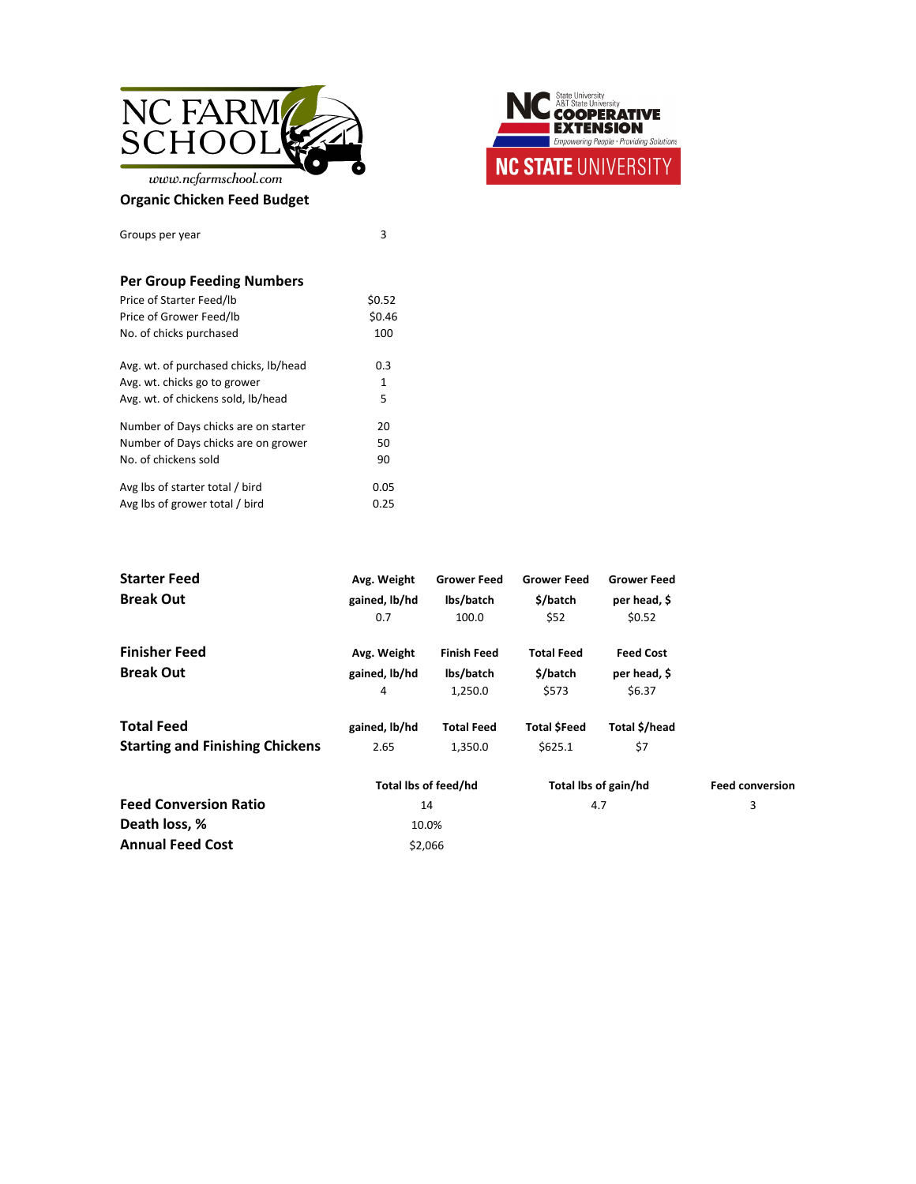NC FARM SCHOOL

www.ncfarmschool.com

NC State University, A&T State University COOPERATIVE EXTENSION — Empowering People · Providing Solutions

NC STATE UNIVERSITY

## Organic Chicken Feed Budget

| | |
|---|---|
| Groups per year | 3 |

### Per Group Feeding Numbers

| | |
|---|---|
| Price of Starter Feed/lb | $0.52 |
| Price of Grower Feed/lb | $0.46 |
| No. of chicks purchased | 100 |
| Avg. wt. of purchased chicks, lb/head | 0.3 |
| Avg. wt. chicks go to grower | 1 |
| Avg. wt. of chickens sold, lb/head | 5 |
| Number of Days chicks are on starter | 20 |
| Number of Days chicks are on grower | 50 |
| No. of chickens sold | 90 |
| Avg lbs of starter total / bird | 0.05 |
| Avg lbs of grower total / bird | 0.25 |

| **Starter Feed Break Out** | **Avg. Weight gained, lb/hd** | **Grower Feed lbs/batch** | **Grower Feed $/batch** | **Grower Feed per head, $** |
|---|---|---|---|---|
| | 0.7 | 100.0 | $52 | $0.52 |

| **Finisher Feed Break Out** | **Avg. Weight gained, lb/hd** | **Finish Feed lbs/batch** | **Total Feed $/batch** | **Feed Cost per head, $** |
|---|---|---|---|---|
| | 4 | 1,250.0 | $573 | $6.37 |

| **Total Feed Starting and Finishing Chickens** | **gained, lb/hd** | **Total Feed** | **Total $Feed** | **Total $/head** |
|---|---|---|---|---|
| | 2.65 | 1,350.0 | $625.1 | $7 |

| | **Total lbs of feed/hd** | **Total lbs of gain/hd** | **Feed conversion** |
|---|---|---|---|
| **Feed Conversion Ratio** | 14 | 4.7 | 3 |
| **Death loss, %** | 10.0% | | |
| **Annual Feed Cost** | $2,066 | | |